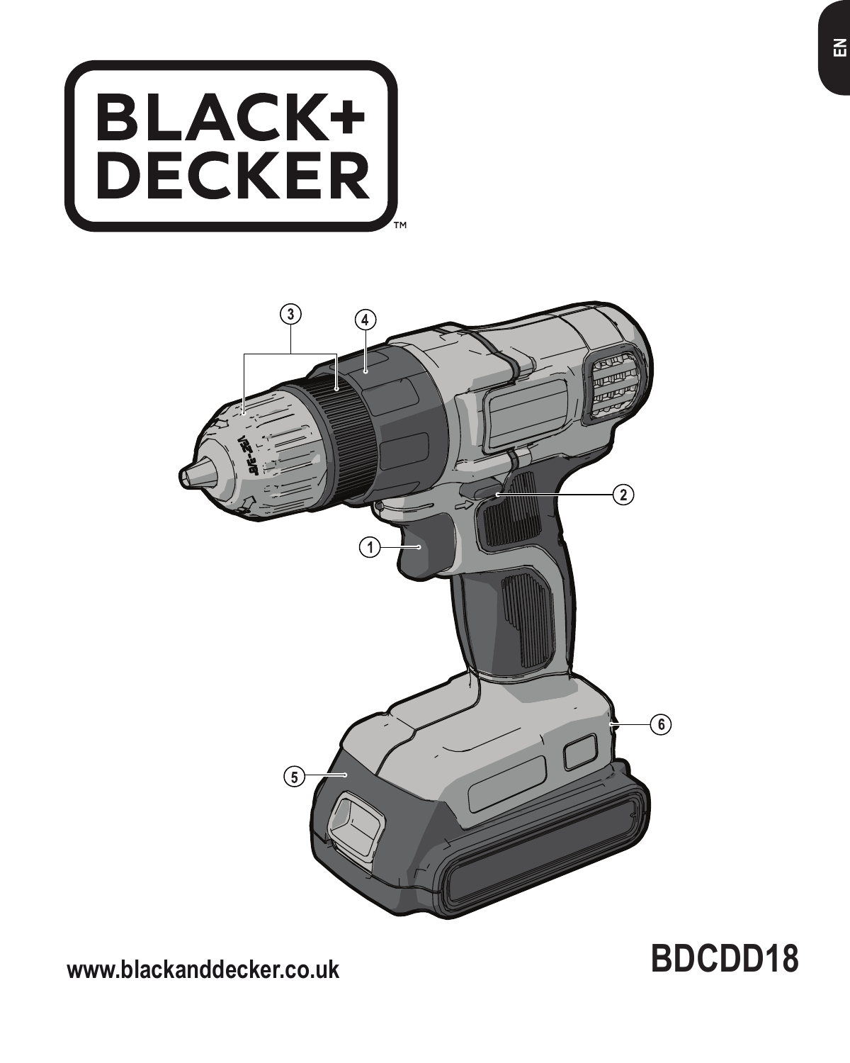EN

BLACK+DECKER™

www.blackanddecker.co.uk

**BDCDD18**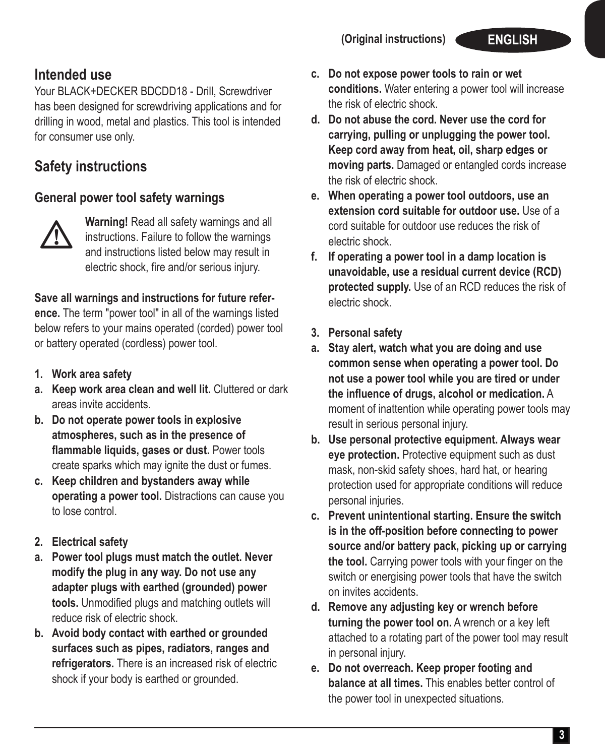## Intended use

Your BLACK+DECKER BDCDD18 - Drill, Screwdriver has been designed for screwdriving applications and for drilling in wood, metal and plastics. This tool is intended for consumer use only.

## Safety instructions

### General power tool safety warnings

**Warning!** Read all safety warnings and all instructions. Failure to follow the warnings and instructions listed below may result in electric shock, fire and/or serious injury.

**Save all warnings and instructions for future reference.** The term "power tool" in all of the warnings listed below refers to your mains operated (corded) power tool or battery operated (cordless) power tool.

**1. Work area safety**

**a. Keep work area clean and well lit.** Cluttered or dark areas invite accidents.

**b. Do not operate power tools in explosive atmospheres, such as in the presence of flammable liquids, gases or dust.** Power tools create sparks which may ignite the dust or fumes.

**c. Keep children and bystanders away while operating a power tool.** Distractions can cause you to lose control.

**2. Electrical safety**

**a. Power tool plugs must match the outlet. Never modify the plug in any way. Do not use any adapter plugs with earthed (grounded) power tools.** Unmodified plugs and matching outlets will reduce risk of electric shock.

**b. Avoid body contact with earthed or grounded surfaces such as pipes, radiators, ranges and refrigerators.** There is an increased risk of electric shock if your body is earthed or grounded.

**c. Do not expose power tools to rain or wet conditions.** Water entering a power tool will increase the risk of electric shock.

**d. Do not abuse the cord. Never use the cord for carrying, pulling or unplugging the power tool. Keep cord away from heat, oil, sharp edges or moving parts.** Damaged or entangled cords increase the risk of electric shock.

**e. When operating a power tool outdoors, use an extension cord suitable for outdoor use.** Use of a cord suitable for outdoor use reduces the risk of electric shock.

**f. If operating a power tool in a damp location is unavoidable, use a residual current device (RCD) protected supply.** Use of an RCD reduces the risk of electric shock.

**3. Personal safety**

**a. Stay alert, watch what you are doing and use common sense when operating a power tool. Do not use a power tool while you are tired or under the influence of drugs, alcohol or medication.** A moment of inattention while operating power tools may result in serious personal injury.

**b. Use personal protective equipment. Always wear eye protection.** Protective equipment such as dust mask, non-skid safety shoes, hard hat, or hearing protection used for appropriate conditions will reduce personal injuries.

**c. Prevent unintentional starting. Ensure the switch is in the off-position before connecting to power source and/or battery pack, picking up or carrying the tool.** Carrying power tools with your finger on the switch or energising power tools that have the switch on invites accidents.

**d. Remove any adjusting key or wrench before turning the power tool on.** A wrench or a key left attached to a rotating part of the power tool may result in personal injury.

**e. Do not overreach. Keep proper footing and balance at all times.** This enables better control of the power tool in unexpected situations.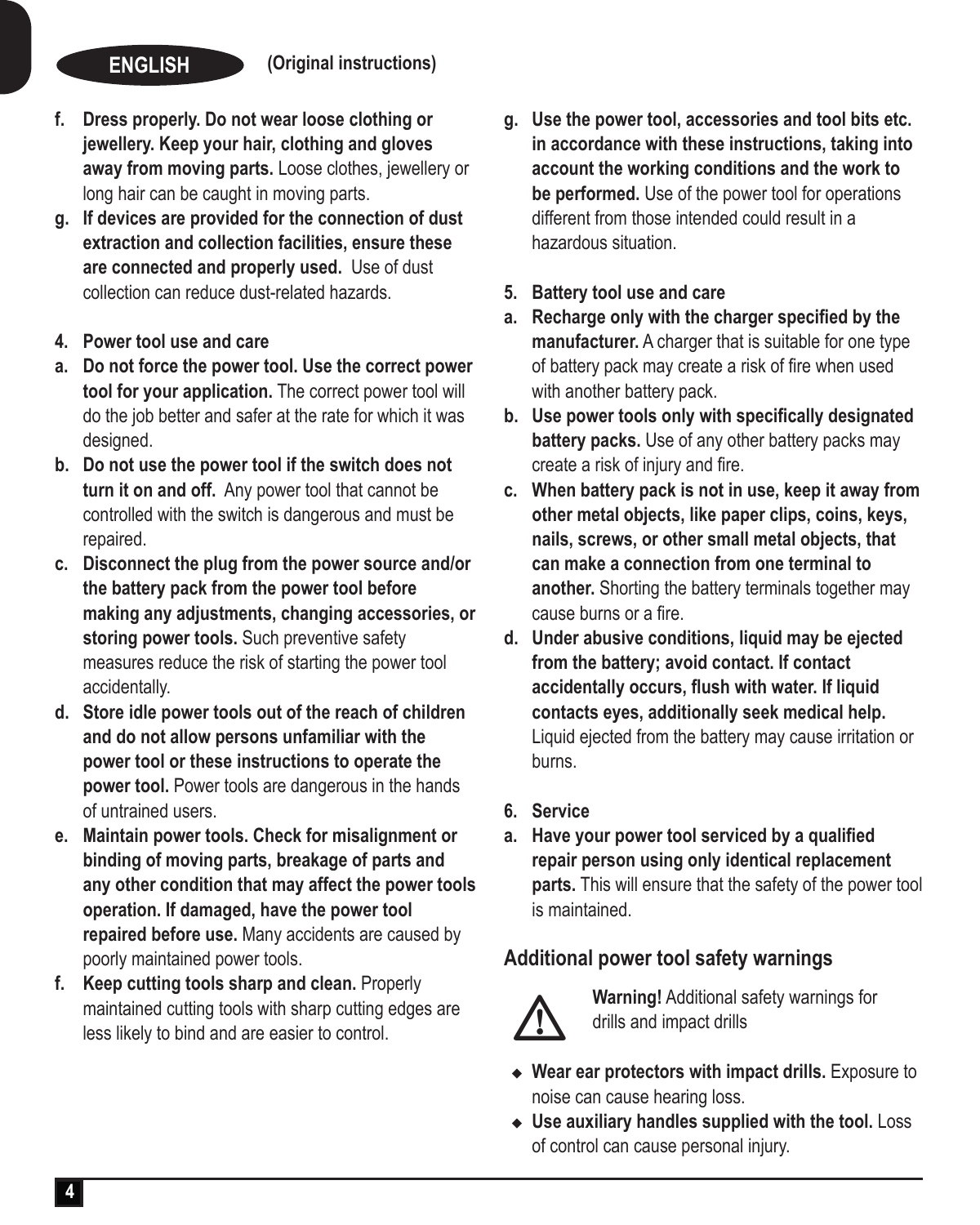- **f. Dress properly. Do not wear loose clothing or jewellery. Keep your hair, clothing and gloves away from moving parts.** Loose clothes, jewellery or long hair can be caught in moving parts.
- **g. If devices are provided for the connection of dust extraction and collection facilities, ensure these are connected and properly used.** Use of dust collection can reduce dust-related hazards.

**4. Power tool use and care**

- **a. Do not force the power tool. Use the correct power tool for your application.** The correct power tool will do the job better and safer at the rate for which it was designed.
- **b. Do not use the power tool if the switch does not turn it on and off.** Any power tool that cannot be controlled with the switch is dangerous and must be repaired.
- **c. Disconnect the plug from the power source and/or the battery pack from the power tool before making any adjustments, changing accessories, or storing power tools.** Such preventive safety measures reduce the risk of starting the power tool accidentally.
- **d. Store idle power tools out of the reach of children and do not allow persons unfamiliar with the power tool or these instructions to operate the power tool.** Power tools are dangerous in the hands of untrained users.
- **e. Maintain power tools. Check for misalignment or binding of moving parts, breakage of parts and any other condition that may affect the power tools operation. If damaged, have the power tool repaired before use.** Many accidents are caused by poorly maintained power tools.
- **f. Keep cutting tools sharp and clean.** Properly maintained cutting tools with sharp cutting edges are less likely to bind and are easier to control.
- **g. Use the power tool, accessories and tool bits etc. in accordance with these instructions, taking into account the working conditions and the work to be performed.** Use of the power tool for operations different from those intended could result in a hazardous situation.

**5. Battery tool use and care**

- **a. Recharge only with the charger specified by the manufacturer.** A charger that is suitable for one type of battery pack may create a risk of fire when used with another battery pack.
- **b. Use power tools only with specifically designated battery packs.** Use of any other battery packs may create a risk of injury and fire.
- **c. When battery pack is not in use, keep it away from other metal objects, like paper clips, coins, keys, nails, screws, or other small metal objects, that can make a connection from one terminal to another.** Shorting the battery terminals together may cause burns or a fire.
- **d. Under abusive conditions, liquid may be ejected from the battery; avoid contact. If contact accidentally occurs, flush with water. If liquid contacts eyes, additionally seek medical help.** Liquid ejected from the battery may cause irritation or burns.

**6. Service**

- **a. Have your power tool serviced by a qualified repair person using only identical replacement parts.** This will ensure that the safety of the power tool is maintained.

## Additional power tool safety warnings

**Warning!** Additional safety warnings for drills and impact drills

- **Wear ear protectors with impact drills.** Exposure to noise can cause hearing loss.
- **Use auxiliary handles supplied with the tool.** Loss of control can cause personal injury.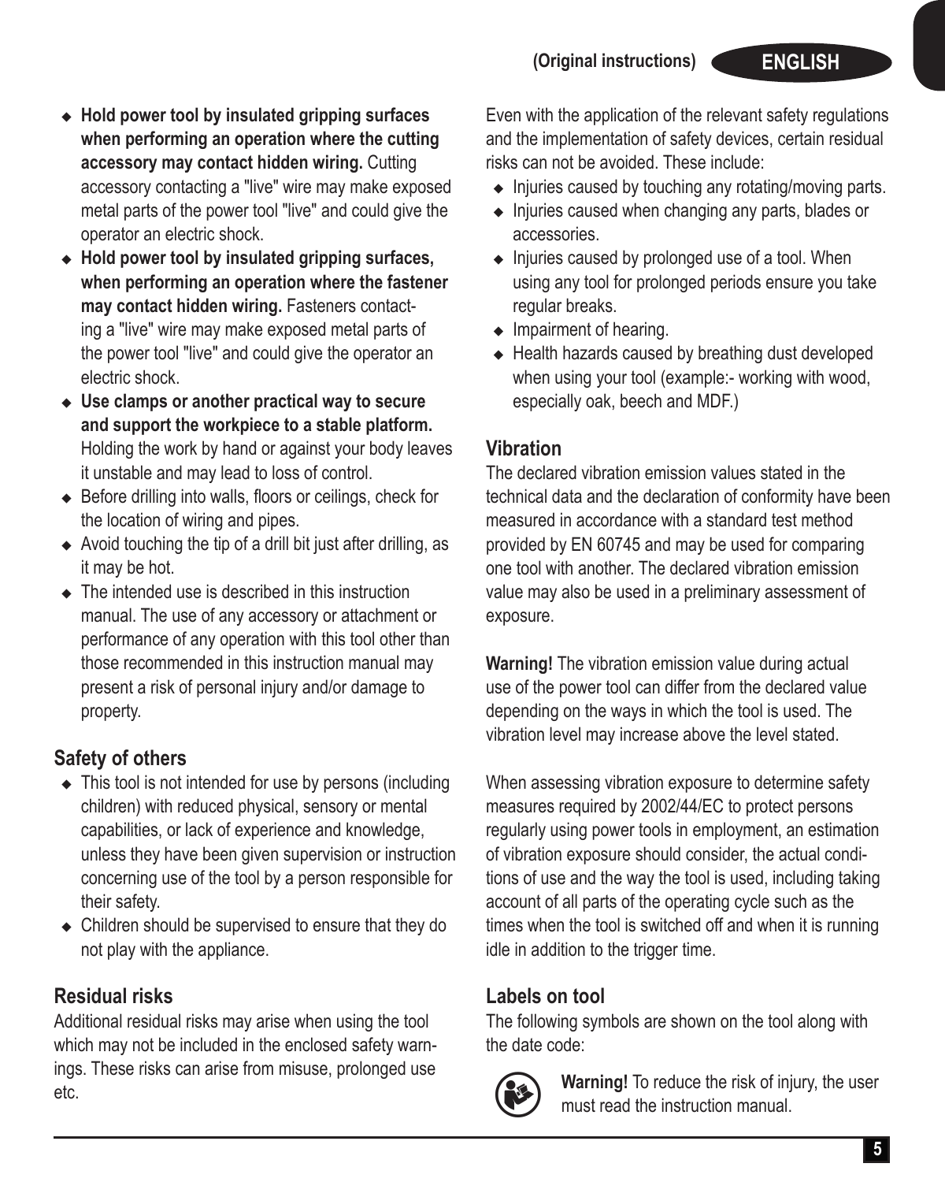- **Hold power tool by insulated gripping surfaces when performing an operation where the cutting accessory may contact hidden wiring.** Cutting accessory contacting a "live" wire may make exposed metal parts of the power tool "live" and could give the operator an electric shock.
- **Hold power tool by insulated gripping surfaces, when performing an operation where the fastener may contact hidden wiring.** Fasteners contacting a "live" wire may make exposed metal parts of the power tool "live" and could give the operator an electric shock.
- **Use clamps or another practical way to secure and support the workpiece to a stable platform.** Holding the work by hand or against your body leaves it unstable and may lead to loss of control.
- Before drilling into walls, floors or ceilings, check for the location of wiring and pipes.
- Avoid touching the tip of a drill bit just after drilling, as it may be hot.
- The intended use is described in this instruction manual. The use of any accessory or attachment or performance of any operation with this tool other than those recommended in this instruction manual may present a risk of personal injury and/or damage to property.

## Safety of others

- This tool is not intended for use by persons (including children) with reduced physical, sensory or mental capabilities, or lack of experience and knowledge, unless they have been given supervision or instruction concerning use of the tool by a person responsible for their safety.
- Children should be supervised to ensure that they do not play with the appliance.

## Residual risks

Additional residual risks may arise when using the tool which may not be included in the enclosed safety warnings. These risks can arise from misuse, prolonged use etc.

Even with the application of the relevant safety regulations and the implementation of safety devices, certain residual risks can not be avoided. These include:

- Injuries caused by touching any rotating/moving parts.
- Injuries caused when changing any parts, blades or accessories.
- Injuries caused by prolonged use of a tool. When using any tool for prolonged periods ensure you take regular breaks.
- Impairment of hearing.
- Health hazards caused by breathing dust developed when using your tool (example:- working with wood, especially oak, beech and MDF.)

## Vibration

The declared vibration emission values stated in the technical data and the declaration of conformity have been measured in accordance with a standard test method provided by EN 60745 and may be used for comparing one tool with another. The declared vibration emission value may also be used in a preliminary assessment of exposure.

**Warning!** The vibration emission value during actual use of the power tool can differ from the declared value depending on the ways in which the tool is used. The vibration level may increase above the level stated.

When assessing vibration exposure to determine safety measures required by 2002/44/EC to protect persons regularly using power tools in employment, an estimation of vibration exposure should consider, the actual conditions of use and the way the tool is used, including taking account of all parts of the operating cycle such as the times when the tool is switched off and when it is running idle in addition to the trigger time.

## Labels on tool

The following symbols are shown on the tool along with the date code:

**Warning!** To reduce the risk of injury, the user must read the instruction manual.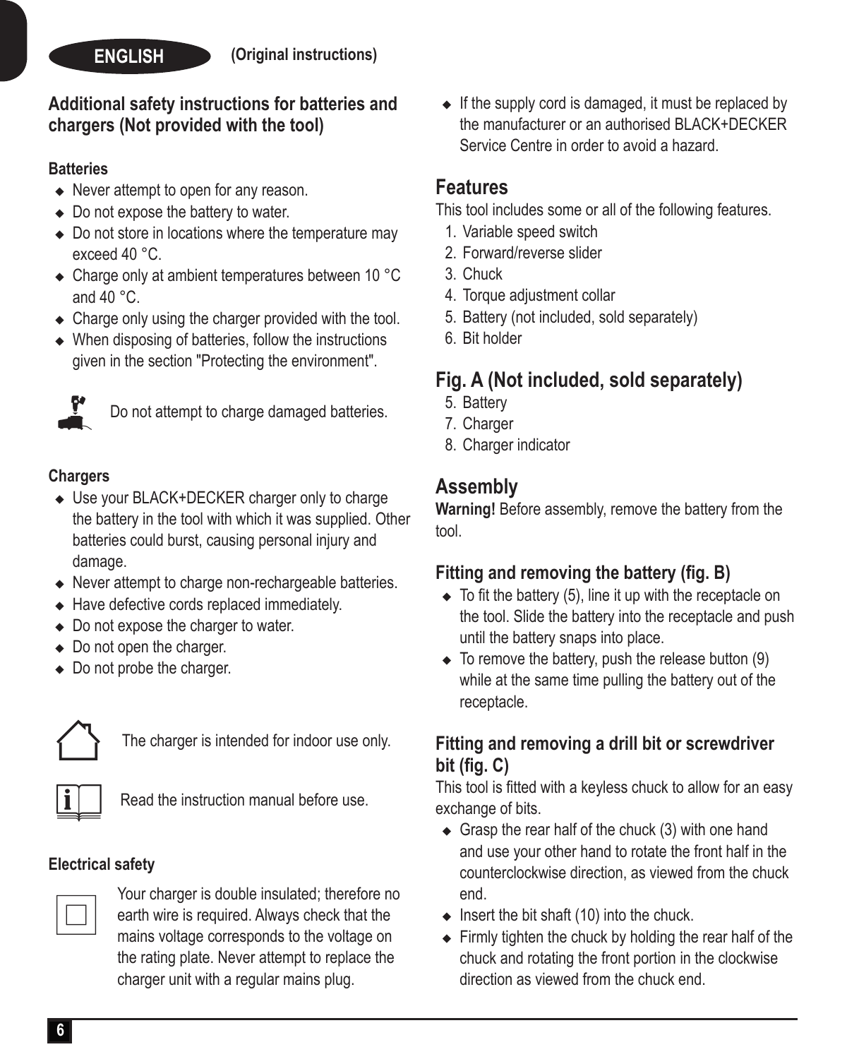## Additional safety instructions for batteries and chargers (Not provided with the tool)

### Batteries

- Never attempt to open for any reason.
- Do not expose the battery to water.
- Do not store in locations where the temperature may exceed 40 °C.
- Charge only at ambient temperatures between 10 °C and 40 °C.
- Charge only using the charger provided with the tool.
- When disposing of batteries, follow the instructions given in the section "Protecting the environment".

Do not attempt to charge damaged batteries.

### Chargers

- Use your BLACK+DECKER charger only to charge the battery in the tool with which it was supplied. Other batteries could burst, causing personal injury and damage.
- Never attempt to charge non-rechargeable batteries.
- Have defective cords replaced immediately.
- Do not expose the charger to water.
- Do not open the charger.
- Do not probe the charger.

The charger is intended for indoor use only.

Read the instruction manual before use.

### Electrical safety

Your charger is double insulated; therefore no earth wire is required. Always check that the mains voltage corresponds to the voltage on the rating plate. Never attempt to replace the charger unit with a regular mains plug.

- If the supply cord is damaged, it must be replaced by the manufacturer or an authorised BLACK+DECKER Service Centre in order to avoid a hazard.

## Features

This tool includes some or all of the following features.

1. Variable speed switch
2. Forward/reverse slider
3. Chuck
4. Torque adjustment collar
5. Battery (not included, sold separately)
6. Bit holder

## Fig. A (Not included, sold separately)

5. Battery
7. Charger
8. Charger indicator

## Assembly

**Warning!** Before assembly, remove the battery from the tool.

### Fitting and removing the battery (fig. B)

- To fit the battery (5), line it up with the receptacle on the tool. Slide the battery into the receptacle and push until the battery snaps into place.
- To remove the battery, push the release button (9) while at the same time pulling the battery out of the receptacle.

### Fitting and removing a drill bit or screwdriver bit (fig. C)

This tool is fitted with a keyless chuck to allow for an easy exchange of bits.

- Grasp the rear half of the chuck (3) with one hand and use your other hand to rotate the front half in the counterclockwise direction, as viewed from the chuck end.
- Insert the bit shaft (10) into the chuck.
- Firmly tighten the chuck by holding the rear half of the chuck and rotating the front portion in the clockwise direction as viewed from the chuck end.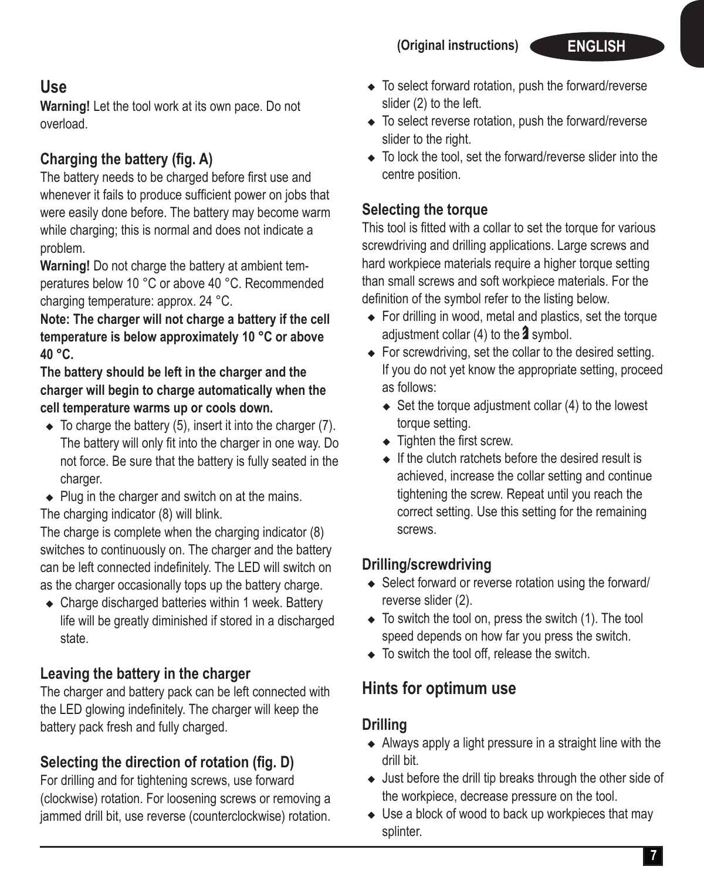## Use

**Warning!** Let the tool work at its own pace. Do not overload.

### Charging the battery (fig. A)

The battery needs to be charged before first use and whenever it fails to produce sufficient power on jobs that were easily done before. The battery may become warm while charging; this is normal and does not indicate a problem.

**Warning!** Do not charge the battery at ambient temperatures below 10 °C or above 40 °C. Recommended charging temperature: approx. 24 °C.

**Note: The charger will not charge a battery if the cell temperature is below approximately 10 °C or above 40 °C.**

**The battery should be left in the charger and the charger will begin to charge automatically when the cell temperature warms up or cools down.**

- To charge the battery (5), insert it into the charger (7). The battery will only fit into the charger in one way. Do not force. Be sure that the battery is fully seated in the charger.
- Plug in the charger and switch on at the mains.

The charging indicator (8) will blink.

The charge is complete when the charging indicator (8) switches to continuously on. The charger and the battery can be left connected indefinitely. The LED will switch on as the charger occasionally tops up the battery charge.

- Charge discharged batteries within 1 week. Battery life will be greatly diminished if stored in a discharged state.

### Leaving the battery in the charger

The charger and battery pack can be left connected with the LED glowing indefinitely. The charger will keep the battery pack fresh and fully charged.

### Selecting the direction of rotation (fig. D)

For drilling and for tightening screws, use forward (clockwise) rotation. For loosening screws or removing a jammed drill bit, use reverse (counterclockwise) rotation.

- To select forward rotation, push the forward/reverse slider (2) to the left.
- To select reverse rotation, push the forward/reverse slider to the right.
- To lock the tool, set the forward/reverse slider into the centre position.

### Selecting the torque

This tool is fitted with a collar to set the torque for various screwdriving and drilling applications. Large screws and hard workpiece materials require a higher torque setting than small screws and soft workpiece materials. For the definition of the symbol refer to the listing below.

- For drilling in wood, metal and plastics, set the torque adjustment collar (4) to the drill symbol.
- For screwdriving, set the collar to the desired setting. If you do not yet know the appropriate setting, proceed as follows:
  - Set the torque adjustment collar (4) to the lowest torque setting.
  - Tighten the first screw.
  - If the clutch ratchets before the desired result is achieved, increase the collar setting and continue tightening the screw. Repeat until you reach the correct setting. Use this setting for the remaining screws.

### Drilling/screwdriving

- Select forward or reverse rotation using the forward/reverse slider (2).
- To switch the tool on, press the switch (1). The tool speed depends on how far you press the switch.
- To switch the tool off, release the switch.

## Hints for optimum use

### Drilling

- Always apply a light pressure in a straight line with the drill bit.
- Just before the drill tip breaks through the other side of the workpiece, decrease pressure on the tool.
- Use a block of wood to back up workpieces that may splinter.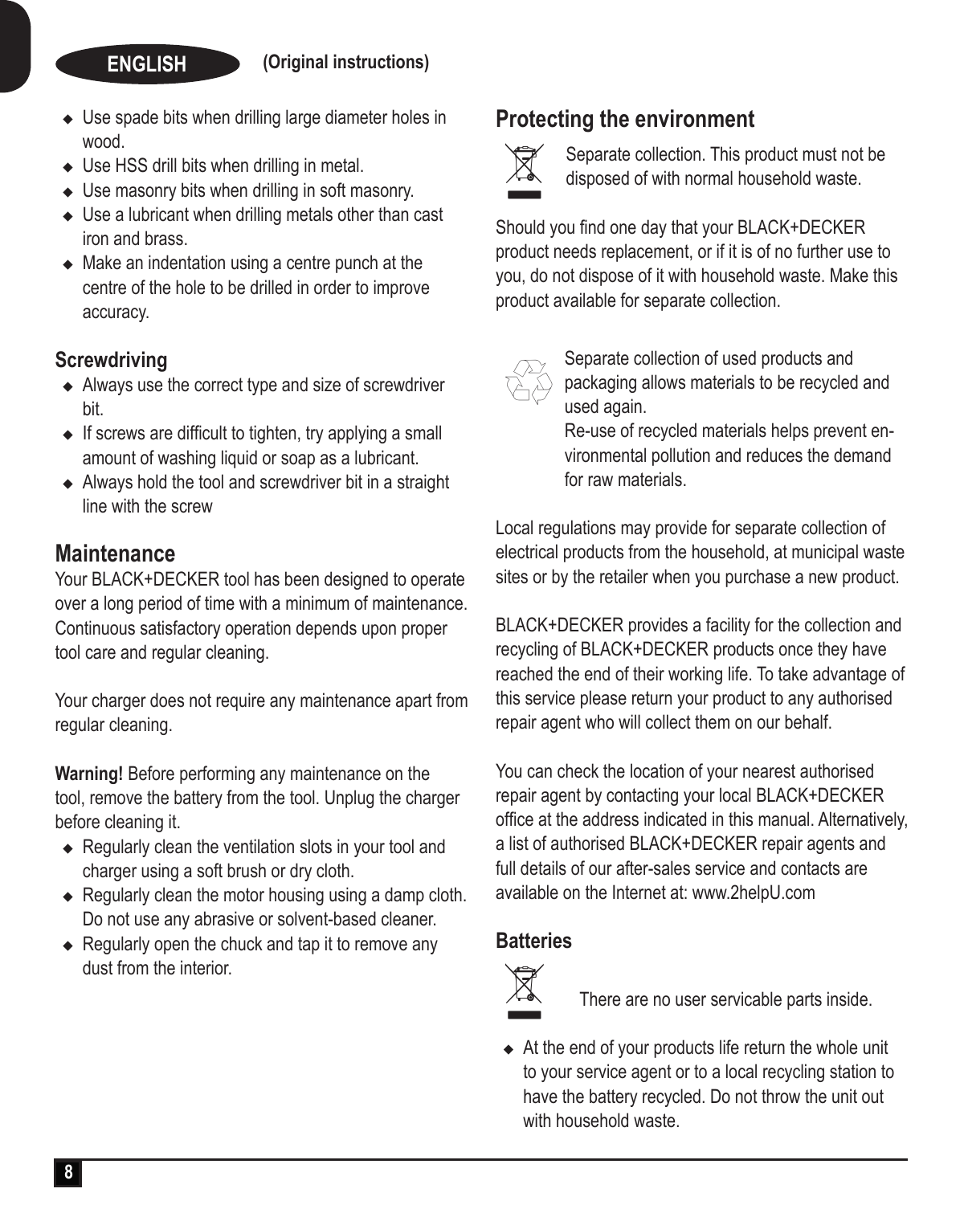- Use spade bits when drilling large diameter holes in wood.
- Use HSS drill bits when drilling in metal.
- Use masonry bits when drilling in soft masonry.
- Use a lubricant when drilling metals other than cast iron and brass.
- Make an indentation using a centre punch at the centre of the hole to be drilled in order to improve accuracy.

### Screwdriving

- Always use the correct type and size of screwdriver bit.
- If screws are difficult to tighten, try applying a small amount of washing liquid or soap as a lubricant.
- Always hold the tool and screwdriver bit in a straight line with the screw

## Maintenance

Your BLACK+DECKER tool has been designed to operate over a long period of time with a minimum of maintenance. Continuous satisfactory operation depends upon proper tool care and regular cleaning.

Your charger does not require any maintenance apart from regular cleaning.

**Warning!** Before performing any maintenance on the tool, remove the battery from the tool. Unplug the charger before cleaning it.

- Regularly clean the ventilation slots in your tool and charger using a soft brush or dry cloth.
- Regularly clean the motor housing using a damp cloth. Do not use any abrasive or solvent-based cleaner.
- Regularly open the chuck and tap it to remove any dust from the interior.

## Protecting the environment

Separate collection. This product must not be disposed of with normal household waste.

Should you find one day that your BLACK+DECKER product needs replacement, or if it is of no further use to you, do not dispose of it with household waste. Make this product available for separate collection.

Separate collection of used products and packaging allows materials to be recycled and used again.
Re-use of recycled materials helps prevent environmental pollution and reduces the demand for raw materials.

Local regulations may provide for separate collection of electrical products from the household, at municipal waste sites or by the retailer when you purchase a new product.

BLACK+DECKER provides a facility for the collection and recycling of BLACK+DECKER products once they have reached the end of their working life. To take advantage of this service please return your product to any authorised repair agent who will collect them on our behalf.

You can check the location of your nearest authorised repair agent by contacting your local BLACK+DECKER office at the address indicated in this manual. Alternatively, a list of authorised BLACK+DECKER repair agents and full details of our after-sales service and contacts are available on the Internet at: www.2helpU.com

### Batteries

There are no user servicable parts inside.

- At the end of your products life return the whole unit to your service agent or to a local recycling station to have the battery recycled. Do not throw the unit out with household waste.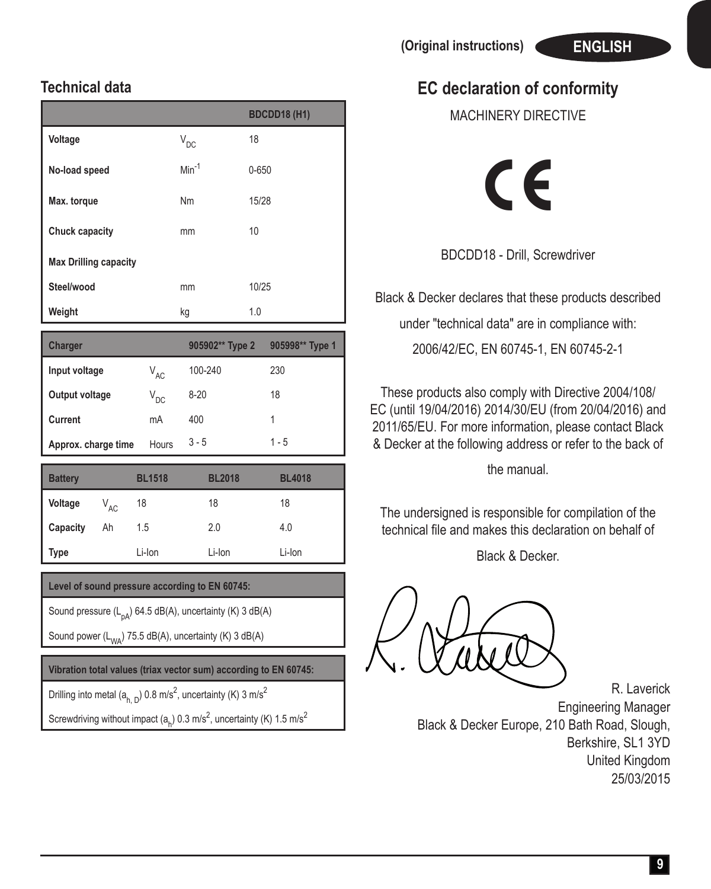## Technical data

| | | BDCDD18 (H1) |
|---|---|---|
| **Voltage** | $V_{DC}$ | 18 |
| **No-load speed** | $Min^{-1}$ | 0-650 |
| **Max. torque** | Nm | 15/28 |
| **Chuck capacity** | mm | 10 |
| **Max Drilling capacity** | | |
| **Steel/wood** | mm | 10/25 |
| **Weight** | kg | 1.0 |

| Charger | | 905902** Type 2 | 905998** Type 1 |
|---|---|---|---|
| **Input voltage** | $V_{AC}$ | 100-240 | 230 |
| **Output voltage** | $V_{DC}$ | 8-20 | 18 |
| **Current** | mA | 400 | 1 |
| **Approx. charge time** | Hours | 3 - 5 | 1 - 5 |

| Battery | | BL1518 | BL2018 | BL4018 |
|---|---|---|---|---|
| **Voltage** | $V_{AC}$ | 18 | 18 | 18 |
| **Capacity** | Ah | 1.5 | 2.0 | 4.0 |
| **Type** | | Li-Ion | Li-Ion | Li-Ion |

| Level of sound pressure according to EN 60745: |
|---|
| Sound pressure ($L_{pA}$) 64.5 dB(A), uncertainty (K) 3 dB(A) |
| Sound power ($L_{WA}$) 75.5 dB(A), uncertainty (K) 3 dB(A) |

| Vibration total values (triax vector sum) according to EN 60745: |
|---|
| Drilling into metal ($a_{h, D}$) 0.8 m/s$^2$, uncertainty (K) 3 m/s$^2$ |
| Screwdriving without impact ($a_h$) 0.3 m/s$^2$, uncertainty (K) 1.5 m/s$^2$ |

## EC declaration of conformity

MACHINERY DIRECTIVE

CE

BDCDD18 - Drill, Screwdriver

Black & Decker declares that these products described under "technical data" are in compliance with:

2006/42/EC, EN 60745-1, EN 60745-2-1

These products also comply with Directive 2004/108/EC (until 19/04/2016) 2014/30/EU (from 20/04/2016) and 2011/65/EU. For more information, please contact Black & Decker at the following address or refer to the back of the manual.

The undersigned is responsible for compilation of the technical file and makes this declaration on behalf of Black & Decker.

R. Laverick
Engineering Manager
Black & Decker Europe, 210 Bath Road, Slough,
Berkshire, SL1 3YD
United Kingdom
25/03/2015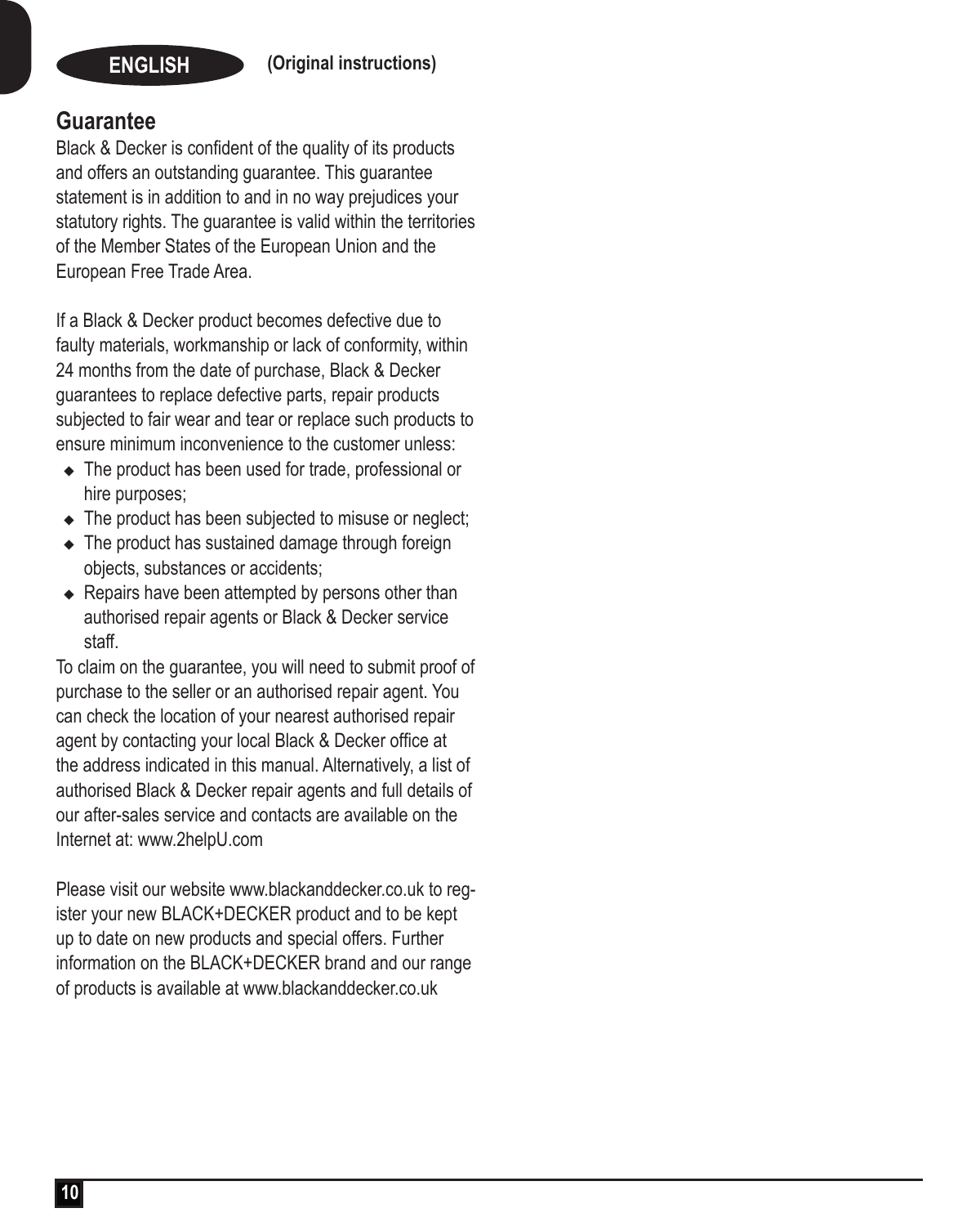## Guarantee

Black & Decker is confident of the quality of its products and offers an outstanding guarantee. This guarantee statement is in addition to and in no way prejudices your statutory rights. The guarantee is valid within the territories of the Member States of the European Union and the European Free Trade Area.

If a Black & Decker product becomes defective due to faulty materials, workmanship or lack of conformity, within 24 months from the date of purchase, Black & Decker guarantees to replace defective parts, repair products subjected to fair wear and tear or replace such products to ensure minimum inconvenience to the customer unless:

- The product has been used for trade, professional or hire purposes;
- The product has been subjected to misuse or neglect;
- The product has sustained damage through foreign objects, substances or accidents;
- Repairs have been attempted by persons other than authorised repair agents or Black & Decker service staff.

To claim on the guarantee, you will need to submit proof of purchase to the seller or an authorised repair agent. You can check the location of your nearest authorised repair agent by contacting your local Black & Decker office at the address indicated in this manual. Alternatively, a list of authorised Black & Decker repair agents and full details of our after-sales service and contacts are available on the Internet at: www.2helpU.com

Please visit our website www.blackanddecker.co.uk to register your new BLACK+DECKER product and to be kept up to date on new products and special offers. Further information on the BLACK+DECKER brand and our range of products is available at www.blackanddecker.co.uk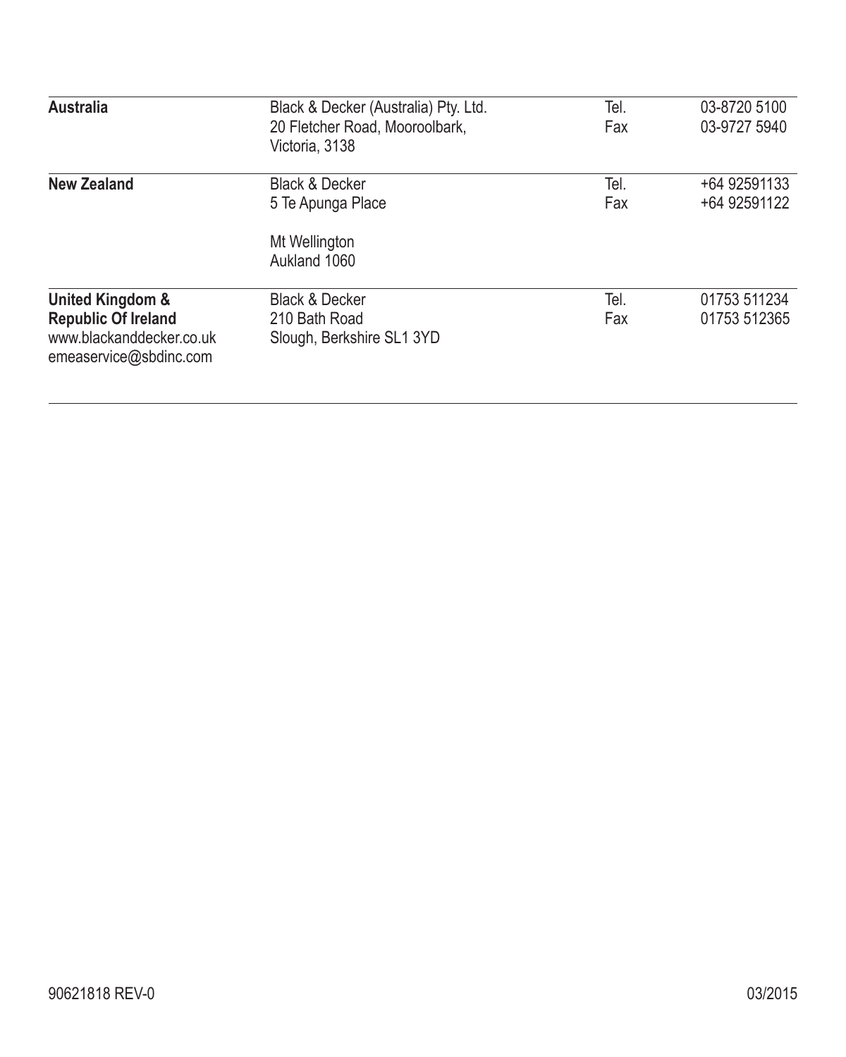| | | | |
|---|---|---|---|
| **Australia** | Black & Decker (Australia) Pty. Ltd.<br>20 Fletcher Road, Mooroolbark,<br>Victoria, 3138 | Tel.<br>Fax | 03-8720 5100<br>03-9727 5940 |
| **New Zealand** | Black & Decker<br>5 Te Apunga Place<br><br>Mt Wellington<br>Aukland 1060 | Tel.<br>Fax | +64 92591133<br>+64 92591122 |
| **United Kingdom &**<br>**Republic Of Ireland**<br>www.blackanddecker.co.uk<br>emeaservice@sbdinc.com | Black & Decker<br>210 Bath Road<br>Slough, Berkshire SL1 3YD | Tel.<br>Fax | 01753 511234<br>01753 512365 |

90621818 REV-0

03/2015